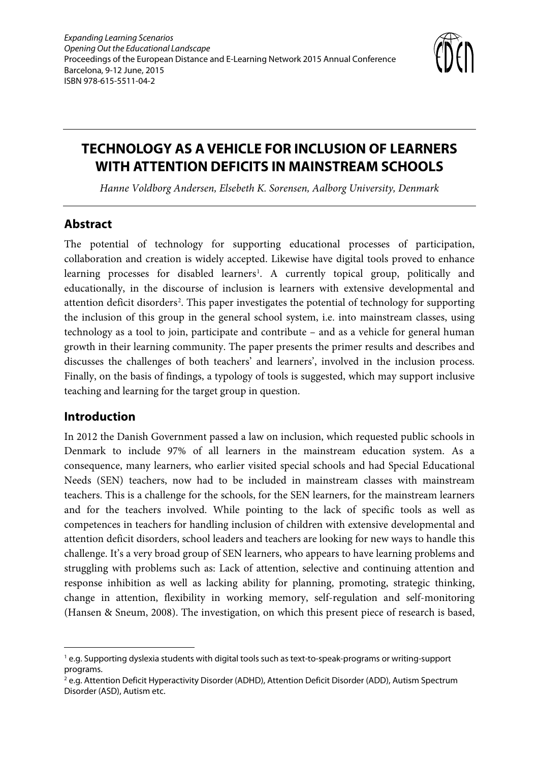*Expanding Learning Scenarios*
*Opening Out the Educational Landscape*
Proceedings of the European Distance and E-Learning Network 2015 Annual Conference
Barcelona, 9-12 June, 2015
ISBN 978-615-5511-04-2

# TECHNOLOGY AS A VEHICLE FOR INCLUSION OF LEARNERS WITH ATTENTION DEFICITS IN MAINSTREAM SCHOOLS

*Hanne Voldborg Andersen, Elsebeth K. Sorensen, Aalborg University, Denmark*

## Abstract

The potential of technology for supporting educational processes of participation, collaboration and creation is widely accepted. Likewise have digital tools proved to enhance learning processes for disabled learners[1]. A currently topical group, politically and educationally, in the discourse of inclusion is learners with extensive developmental and attention deficit disorders[2]. This paper investigates the potential of technology for supporting the inclusion of this group in the general school system, i.e. into mainstream classes, using technology as a tool to join, participate and contribute – and as a vehicle for general human growth in their learning community. The paper presents the primer results and describes and discusses the challenges of both teachers' and learners', involved in the inclusion process. Finally, on the basis of findings, a typology of tools is suggested, which may support inclusive teaching and learning for the target group in question.

## Introduction

In 2012 the Danish Government passed a law on inclusion, which requested public schools in Denmark to include 97% of all learners in the mainstream education system. As a consequence, many learners, who earlier visited special schools and had Special Educational Needs (SEN) teachers, now had to be included in mainstream classes with mainstream teachers. This is a challenge for the schools, for the SEN learners, for the mainstream learners and for the teachers involved. While pointing to the lack of specific tools as well as competences in teachers for handling inclusion of children with extensive developmental and attention deficit disorders, school leaders and teachers are looking for new ways to handle this challenge. It's a very broad group of SEN learners, who appears to have learning problems and struggling with problems such as: Lack of attention, selective and continuing attention and response inhibition as well as lacking ability for planning, promoting, strategic thinking, change in attention, flexibility in working memory, self-regulation and self-monitoring (Hansen & Sneum, 2008). The investigation, on which this present piece of research is based,

---

[1] e.g. Supporting dyslexia students with digital tools such as text-to-speak-programs or writing-support programs.

[2] e.g. Attention Deficit Hyperactivity Disorder (ADHD), Attention Deficit Disorder (ADD), Autism Spectrum Disorder (ASD), Autism etc.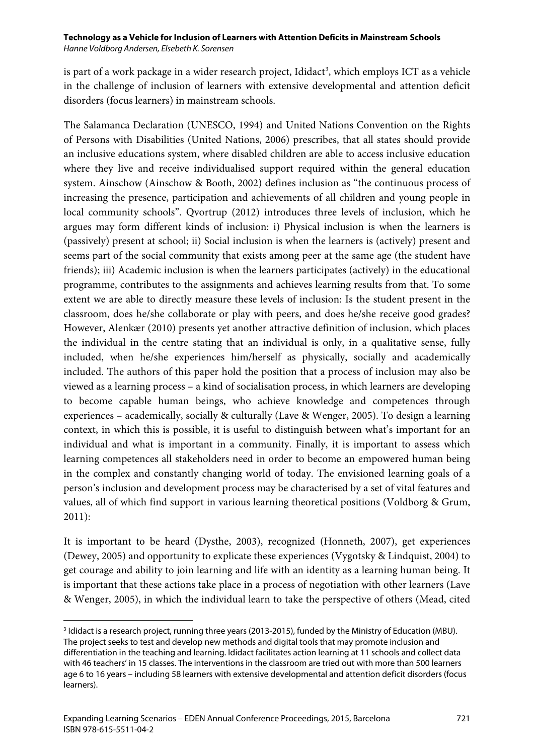is part of a work package in a wider research project, Ididact[3], which employs ICT as a vehicle in the challenge of inclusion of learners with extensive developmental and attention deficit disorders (focus learners) in mainstream schools.

The Salamanca Declaration (UNESCO, 1994) and United Nations Convention on the Rights of Persons with Disabilities (United Nations, 2006) prescribes, that all states should provide an inclusive educations system, where disabled children are able to access inclusive education where they live and receive individualised support required within the general education system. Ainschow (Ainschow & Booth, 2002) defines inclusion as "the continuous process of increasing the presence, participation and achievements of all children and young people in local community schools". Qvortrup (2012) introduces three levels of inclusion, which he argues may form different kinds of inclusion: i) Physical inclusion is when the learners is (passively) present at school; ii) Social inclusion is when the learners is (actively) present and seems part of the social community that exists among peer at the same age (the student have friends); iii) Academic inclusion is when the learners participates (actively) in the educational programme, contributes to the assignments and achieves learning results from that. To some extent we are able to directly measure these levels of inclusion: Is the student present in the classroom, does he/she collaborate or play with peers, and does he/she receive good grades? However, Alenkær (2010) presents yet another attractive definition of inclusion, which places the individual in the centre stating that an individual is only, in a qualitative sense, fully included, when he/she experiences him/herself as physically, socially and academically included. The authors of this paper hold the position that a process of inclusion may also be viewed as a learning process – a kind of socialisation process, in which learners are developing to become capable human beings, who achieve knowledge and competences through experiences – academically, socially & culturally (Lave & Wenger, 2005). To design a learning context, in which this is possible, it is useful to distinguish between what's important for an individual and what is important in a community. Finally, it is important to assess which learning competences all stakeholders need in order to become an empowered human being in the complex and constantly changing world of today. The envisioned learning goals of a person's inclusion and development process may be characterised by a set of vital features and values, all of which find support in various learning theoretical positions (Voldborg & Grum, 2011):

It is important to be heard (Dysthe, 2003), recognized (Honneth, 2007), get experiences (Dewey, 2005) and opportunity to explicate these experiences (Vygotsky & Lindquist, 2004) to get courage and ability to join learning and life with an identity as a learning human being. It is important that these actions take place in a process of negotiation with other learners (Lave & Wenger, 2005), in which the individual learn to take the perspective of others (Mead, cited

---

[3] Ididact is a research project, running three years (2013-2015), funded by the Ministry of Education (MBU). The project seeks to test and develop new methods and digital tools that may promote inclusion and differentiation in the teaching and learning. Ididact facilitates action learning at 11 schools and collect data with 46 teachers' in 15 classes. The interventions in the classroom are tried out with more than 500 learners age 6 to 16 years – including 58 learners with extensive developmental and attention deficit disorders (focus learners).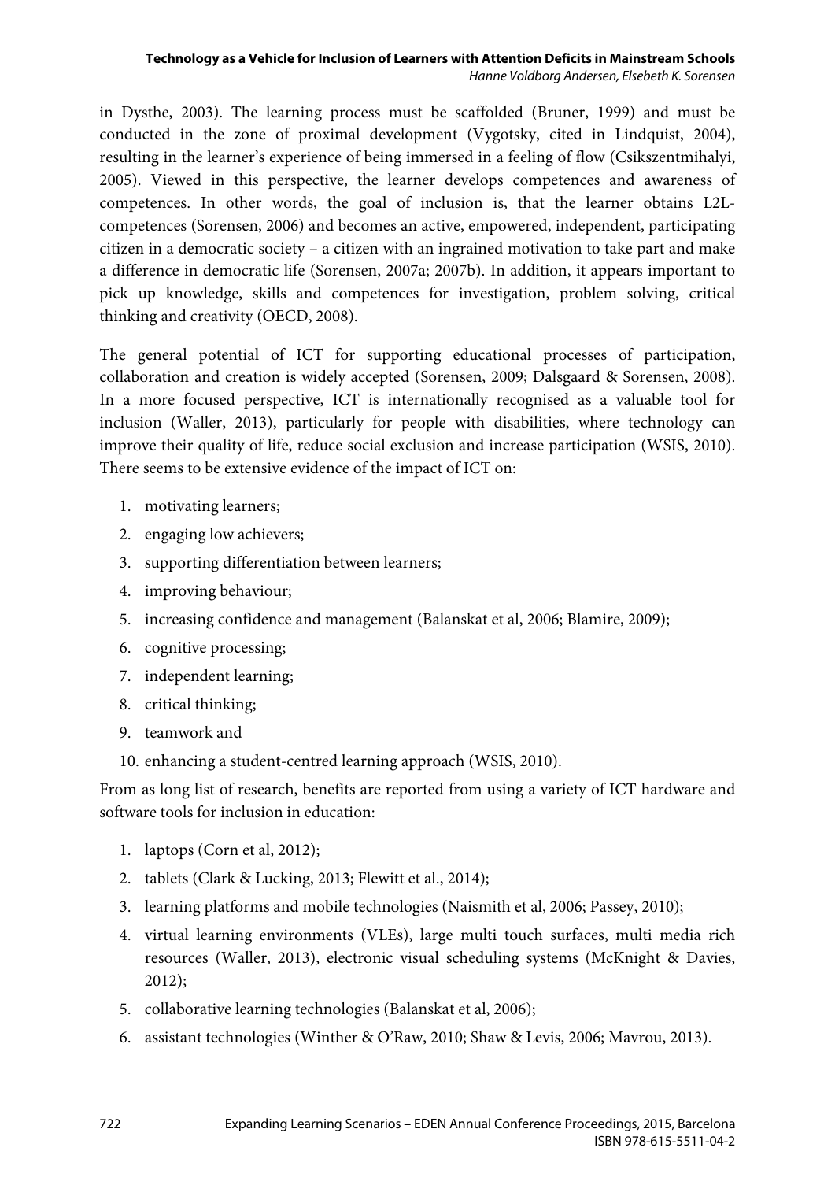in Dysthe, 2003). The learning process must be scaffolded (Bruner, 1999) and must be conducted in the zone of proximal development (Vygotsky, cited in Lindquist, 2004), resulting in the learner's experience of being immersed in a feeling of flow (Csikszentmihalyi, 2005). Viewed in this perspective, the learner develops competences and awareness of competences. In other words, the goal of inclusion is, that the learner obtains L2L-competences (Sorensen, 2006) and becomes an active, empowered, independent, participating citizen in a democratic society – a citizen with an ingrained motivation to take part and make a difference in democratic life (Sorensen, 2007a; 2007b). In addition, it appears important to pick up knowledge, skills and competences for investigation, problem solving, critical thinking and creativity (OECD, 2008).

The general potential of ICT for supporting educational processes of participation, collaboration and creation is widely accepted (Sorensen, 2009; Dalsgaard & Sorensen, 2008). In a more focused perspective, ICT is internationally recognised as a valuable tool for inclusion (Waller, 2013), particularly for people with disabilities, where technology can improve their quality of life, reduce social exclusion and increase participation (WSIS, 2010). There seems to be extensive evidence of the impact of ICT on:

1. motivating learners;
2. engaging low achievers;
3. supporting differentiation between learners;
4. improving behaviour;
5. increasing confidence and management (Balanskat et al, 2006; Blamire, 2009);
6. cognitive processing;
7. independent learning;
8. critical thinking;
9. teamwork and
10. enhancing a student-centred learning approach (WSIS, 2010).

From as long list of research, benefits are reported from using a variety of ICT hardware and software tools for inclusion in education:

1. laptops (Corn et al, 2012);
2. tablets (Clark & Lucking, 2013; Flewitt et al., 2014);
3. learning platforms and mobile technologies (Naismith et al, 2006; Passey, 2010);
4. virtual learning environments (VLEs), large multi touch surfaces, multi media rich resources (Waller, 2013), electronic visual scheduling systems (McKnight & Davies, 2012);
5. collaborative learning technologies (Balanskat et al, 2006);
6. assistant technologies (Winther & O'Raw, 2010; Shaw & Levis, 2006; Mavrou, 2013).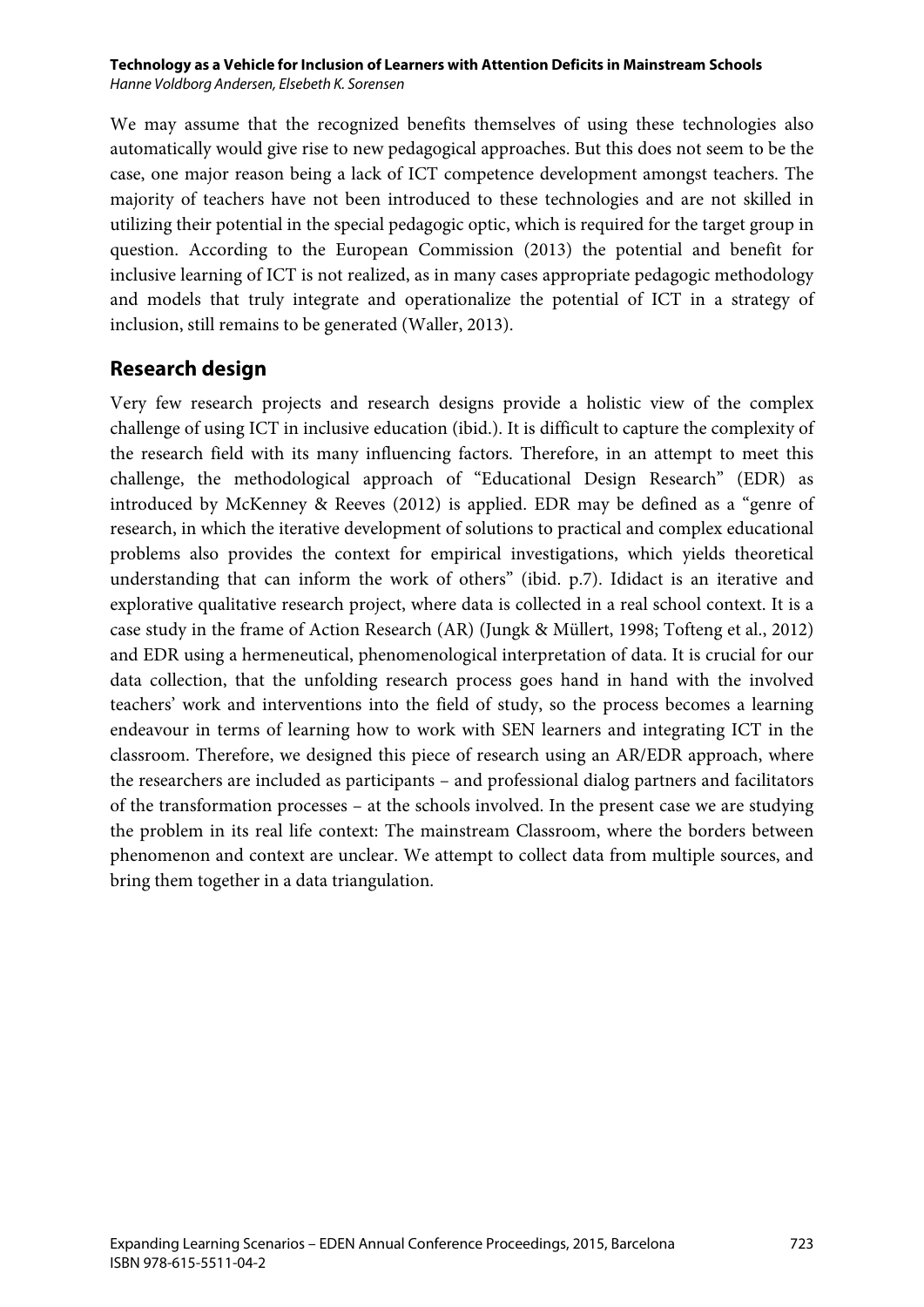We may assume that the recognized benefits themselves of using these technologies also automatically would give rise to new pedagogical approaches. But this does not seem to be the case, one major reason being a lack of ICT competence development amongst teachers. The majority of teachers have not been introduced to these technologies and are not skilled in utilizing their potential in the special pedagogic optic, which is required for the target group in question. According to the European Commission (2013) the potential and benefit for inclusive learning of ICT is not realized, as in many cases appropriate pedagogic methodology and models that truly integrate and operationalize the potential of ICT in a strategy of inclusion, still remains to be generated (Waller, 2013).

## Research design

Very few research projects and research designs provide a holistic view of the complex challenge of using ICT in inclusive education (ibid.). It is difficult to capture the complexity of the research field with its many influencing factors. Therefore, in an attempt to meet this challenge, the methodological approach of "Educational Design Research" (EDR) as introduced by McKenney & Reeves (2012) is applied. EDR may be defined as a "genre of research, in which the iterative development of solutions to practical and complex educational problems also provides the context for empirical investigations, which yields theoretical understanding that can inform the work of others" (ibid. p.7). Ididact is an iterative and explorative qualitative research project, where data is collected in a real school context. It is a case study in the frame of Action Research (AR) (Jungk & Müllert, 1998; Tofteng et al., 2012) and EDR using a hermeneutical, phenomenological interpretation of data. It is crucial for our data collection, that the unfolding research process goes hand in hand with the involved teachers' work and interventions into the field of study, so the process becomes a learning endeavour in terms of learning how to work with SEN learners and integrating ICT in the classroom. Therefore, we designed this piece of research using an AR/EDR approach, where the researchers are included as participants – and professional dialog partners and facilitators of the transformation processes – at the schools involved. In the present case we are studying the problem in its real life context: The mainstream Classroom, where the borders between phenomenon and context are unclear. We attempt to collect data from multiple sources, and bring them together in a data triangulation.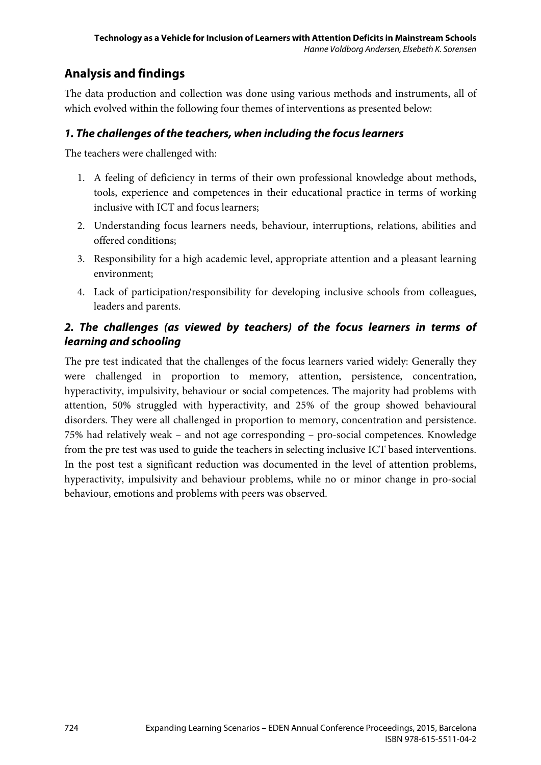## Analysis and findings

The data production and collection was done using various methods and instruments, all of which evolved within the following four themes of interventions as presented below:

### *1. The challenges of the teachers, when including the focus learners*

The teachers were challenged with:

1. A feeling of deficiency in terms of their own professional knowledge about methods, tools, experience and competences in their educational practice in terms of working inclusive with ICT and focus learners;
2. Understanding focus learners needs, behaviour, interruptions, relations, abilities and offered conditions;
3. Responsibility for a high academic level, appropriate attention and a pleasant learning environment;
4. Lack of participation/responsibility for developing inclusive schools from colleagues, leaders and parents.

### *2. The challenges (as viewed by teachers) of the focus learners in terms of learning and schooling*

The pre test indicated that the challenges of the focus learners varied widely: Generally they were challenged in proportion to memory, attention, persistence, concentration, hyperactivity, impulsivity, behaviour or social competences. The majority had problems with attention, 50% struggled with hyperactivity, and 25% of the group showed behavioural disorders. They were all challenged in proportion to memory, concentration and persistence. 75% had relatively weak – and not age corresponding – pro-social competences. Knowledge from the pre test was used to guide the teachers in selecting inclusive ICT based interventions. In the post test a significant reduction was documented in the level of attention problems, hyperactivity, impulsivity and behaviour problems, while no or minor change in pro-social behaviour, emotions and problems with peers was observed.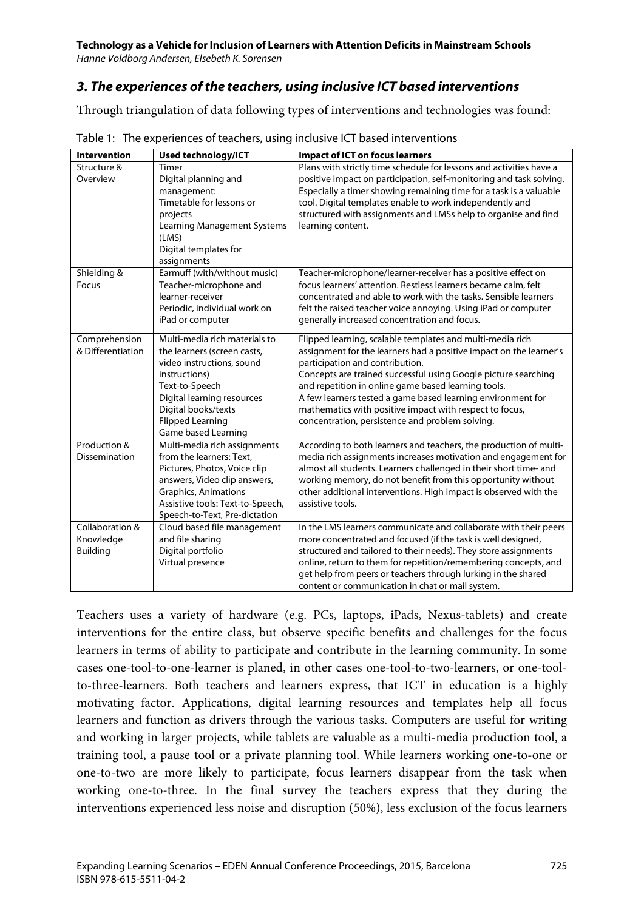## *3. The experiences of the teachers, using inclusive ICT based interventions*

Through triangulation of data following types of interventions and technologies was found:

Table 1: The experiences of teachers, using inclusive ICT based interventions

| Intervention | Used technology/ICT | Impact of ICT on focus learners |
|---|---|---|
| Structure & Overview | Timer<br>Digital planning and management:<br>Timetable for lessons or projects<br>Learning Management Systems (LMS)<br>Digital templates for assignments | Plans with strictly time schedule for lessons and activities have a positive impact on participation, self-monitoring and task solving. Especially a timer showing remaining time for a task is a valuable tool. Digital templates enable to work independently and structured with assignments and LMSs help to organise and find learning content. |
| Shielding & Focus | Earmuff (with/without music)<br>Teacher-microphone and learner-receiver<br>Periodic, individual work on iPad or computer | Teacher-microphone/learner-receiver has a positive effect on focus learners' attention. Restless learners became calm, felt concentrated and able to work with the tasks. Sensible learners felt the raised teacher voice annoying. Using iPad or computer generally increased concentration and focus. |
| Comprehension & Differentiation | Multi-media rich materials to the learners (screen casts, video instructions, sound instructions)<br>Text-to-Speech<br>Digital learning resources<br>Digital books/texts<br>Flipped Learning<br>Game based Learning | Flipped learning, scalable templates and multi-media rich assignment for the learners had a positive impact on the learner's participation and contribution.<br>Concepts are trained successful using Google picture searching and repetition in online game based learning tools.<br>A few learners tested a game based learning environment for mathematics with positive impact with respect to focus, concentration, persistence and problem solving. |
| Production & Dissemination | Multi-media rich assignments from the learners: Text, Pictures, Photos, Voice clip answers, Video clip answers, Graphics, Animations<br>Assistive tools: Text-to-Speech, Speech-to-Text, Pre-dictation | According to both learners and teachers, the production of multi-media rich assignments increases motivation and engagement for almost all students. Learners challenged in their short time- and working memory, do not benefit from this opportunity without other additional interventions. High impact is observed with the assistive tools. |
| Collaboration & Knowledge Building | Cloud based file management and file sharing<br>Digital portfolio<br>Virtual presence | In the LMS learners communicate and collaborate with their peers more concentrated and focused (if the task is well designed, structured and tailored to their needs). They store assignments online, return to them for repetition/remembering concepts, and get help from peers or teachers through lurking in the shared content or communication in chat or mail system. |

Teachers uses a variety of hardware (e.g. PCs, laptops, iPads, Nexus-tablets) and create interventions for the entire class, but observe specific benefits and challenges for the focus learners in terms of ability to participate and contribute in the learning community. In some cases one-tool-to-one-learner is planed, in other cases one-tool-to-two-learners, or one-tool-to-three-learners. Both teachers and learners express, that ICT in education is a highly motivating factor. Applications, digital learning resources and templates help all focus learners and function as drivers through the various tasks. Computers are useful for writing and working in larger projects, while tablets are valuable as a multi-media production tool, a training tool, a pause tool or a private planning tool. While learners working one-to-one or one-to-two are more likely to participate, focus learners disappear from the task when working one-to-three. In the final survey the teachers express that they during the interventions experienced less noise and disruption (50%), less exclusion of the focus learners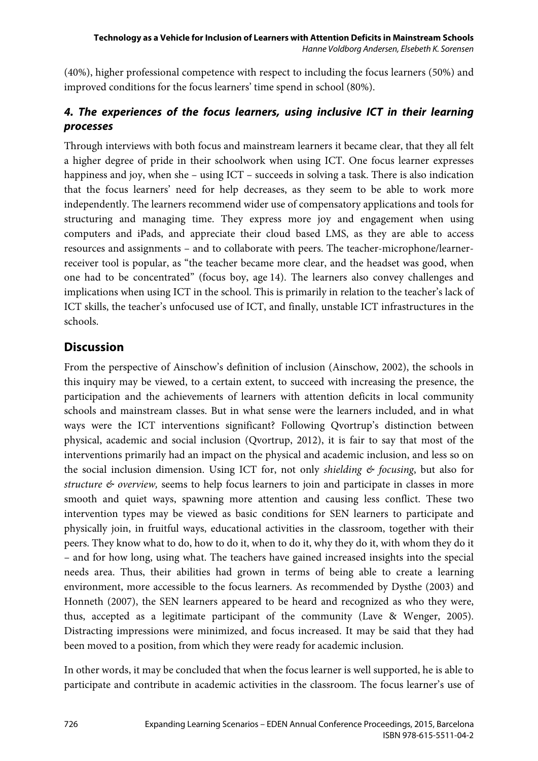(40%), higher professional competence with respect to including the focus learners (50%) and improved conditions for the focus learners' time spend in school (80%).

### *4. The experiences of the focus learners, using inclusive ICT in their learning processes*

Through interviews with both focus and mainstream learners it became clear, that they all felt a higher degree of pride in their schoolwork when using ICT. One focus learner expresses happiness and joy, when she – using ICT – succeeds in solving a task. There is also indication that the focus learners' need for help decreases, as they seem to be able to work more independently. The learners recommend wider use of compensatory applications and tools for structuring and managing time. They express more joy and engagement when using computers and iPads, and appreciate their cloud based LMS, as they are able to access resources and assignments – and to collaborate with peers. The teacher-microphone/learner-receiver tool is popular, as "the teacher became more clear, and the headset was good, when one had to be concentrated" (focus boy, age 14). The learners also convey challenges and implications when using ICT in the school. This is primarily in relation to the teacher's lack of ICT skills, the teacher's unfocused use of ICT, and finally, unstable ICT infrastructures in the schools.

## Discussion

From the perspective of Ainschow's definition of inclusion (Ainschow, 2002), the schools in this inquiry may be viewed, to a certain extent, to succeed with increasing the presence, the participation and the achievements of learners with attention deficits in local community schools and mainstream classes. But in what sense were the learners included, and in what ways were the ICT interventions significant? Following Qvortrup's distinction between physical, academic and social inclusion (Qvortrup, 2012), it is fair to say that most of the interventions primarily had an impact on the physical and academic inclusion, and less so on the social inclusion dimension. Using ICT for, not only *shielding & focusing*, but also for *structure & overview,* seems to help focus learners to join and participate in classes in more smooth and quiet ways, spawning more attention and causing less conflict. These two intervention types may be viewed as basic conditions for SEN learners to participate and physically join, in fruitful ways, educational activities in the classroom, together with their peers. They know what to do, how to do it, when to do it, why they do it, with whom they do it – and for how long, using what. The teachers have gained increased insights into the special needs area. Thus, their abilities had grown in terms of being able to create a learning environment, more accessible to the focus learners. As recommended by Dysthe (2003) and Honneth (2007), the SEN learners appeared to be heard and recognized as who they were, thus, accepted as a legitimate participant of the community (Lave & Wenger, 2005). Distracting impressions were minimized, and focus increased. It may be said that they had been moved to a position, from which they were ready for academic inclusion.

In other words, it may be concluded that when the focus learner is well supported, he is able to participate and contribute in academic activities in the classroom. The focus learner's use of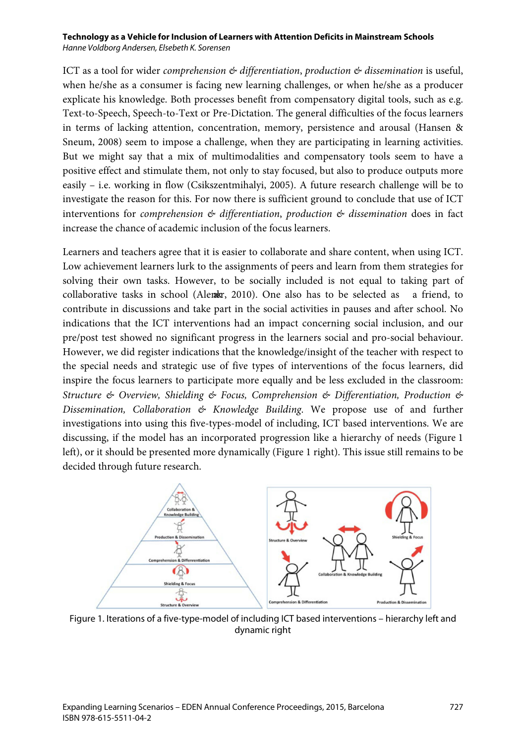ICT as a tool for wider *comprehension & differentiation*, *production & dissemination* is useful, when he/she as a consumer is facing new learning challenges, or when he/she as a producer explicate his knowledge. Both processes benefit from compensatory digital tools, such as e.g. Text-to-Speech, Speech-to-Text or Pre-Dictation. The general difficulties of the focus learners in terms of lacking attention, concentration, memory, persistence and arousal (Hansen & Sneum, 2008) seem to impose a challenge, when they are participating in learning activities. But we might say that a mix of multimodalities and compensatory tools seem to have a positive effect and stimulate them, not only to stay focused, but also to produce outputs more easily – i.e. working in flow (Csikszentmihalyi, 2005). A future research challenge will be to investigate the reason for this. For now there is sufficient ground to conclude that use of ICT interventions for *comprehension & differentiation*, *production & dissemination* does in fact increase the chance of academic inclusion of the focus learners.

Learners and teachers agree that it is easier to collaborate and share content, when using ICT. Low achievement learners lurk to the assignments of peers and learn from them strategies for solving their own tasks. However, to be socially included is not equal to taking part of collaborative tasks in school (Alenkær, 2010). One also has to be selected as a friend, to contribute in discussions and take part in the social activities in pauses and after school. No indications that the ICT interventions had an impact concerning social inclusion, and our pre/post test showed no significant progress in the learners social and pro-social behaviour. However, we did register indications that the knowledge/insight of the teacher with respect to the special needs and strategic use of five types of interventions of the focus learners, did inspire the focus learners to participate more equally and be less excluded in the classroom: *Structure & Overview, Shielding & Focus, Comprehension & Differentiation, Production & Dissemination, Collaboration & Knowledge Building.* We propose use of and further investigations into using this five-types-model of including, ICT based interventions. We are discussing, if the model has an incorporated progression like a hierarchy of needs (Figure 1 left), or it should be presented more dynamically (Figure 1 right). This issue still remains to be decided through future research.

Figure 1. Iterations of a five-type-model of including ICT based interventions – hierarchy left and dynamic right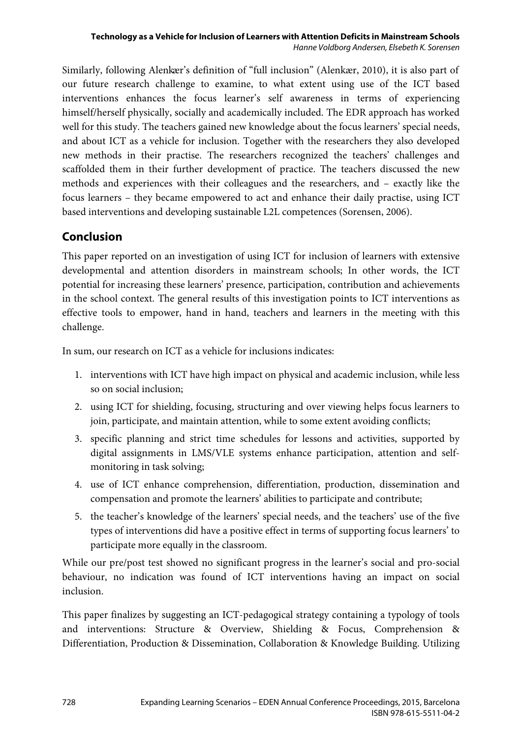Similarly, following Alenkær's definition of "full inclusion" (Alenkær, 2010), it is also part of our future research challenge to examine, to what extent using use of the ICT based interventions enhances the focus learner's self awareness in terms of experiencing himself/herself physically, socially and academically included. The EDR approach has worked well for this study. The teachers gained new knowledge about the focus learners' special needs, and about ICT as a vehicle for inclusion. Together with the researchers they also developed new methods in their practise. The researchers recognized the teachers' challenges and scaffolded them in their further development of practice. The teachers discussed the new methods and experiences with their colleagues and the researchers, and – exactly like the focus learners – they became empowered to act and enhance their daily practise, using ICT based interventions and developing sustainable L2L competences (Sorensen, 2006).

## Conclusion

This paper reported on an investigation of using ICT for inclusion of learners with extensive developmental and attention disorders in mainstream schools; In other words, the ICT potential for increasing these learners' presence, participation, contribution and achievements in the school context. The general results of this investigation points to ICT interventions as effective tools to empower, hand in hand, teachers and learners in the meeting with this challenge.

In sum, our research on ICT as a vehicle for inclusions indicates:

1. interventions with ICT have high impact on physical and academic inclusion, while less so on social inclusion;
2. using ICT for shielding, focusing, structuring and over viewing helps focus learners to join, participate, and maintain attention, while to some extent avoiding conflicts;
3. specific planning and strict time schedules for lessons and activities, supported by digital assignments in LMS/VLE systems enhance participation, attention and self-monitoring in task solving;
4. use of ICT enhance comprehension, differentiation, production, dissemination and compensation and promote the learners' abilities to participate and contribute;
5. the teacher's knowledge of the learners' special needs, and the teachers' use of the five types of interventions did have a positive effect in terms of supporting focus learners' to participate more equally in the classroom.

While our pre/post test showed no significant progress in the learner's social and pro-social behaviour, no indication was found of ICT interventions having an impact on social inclusion.

This paper finalizes by suggesting an ICT-pedagogical strategy containing a typology of tools and interventions: Structure & Overview, Shielding & Focus, Comprehension & Differentiation, Production & Dissemination, Collaboration & Knowledge Building. Utilizing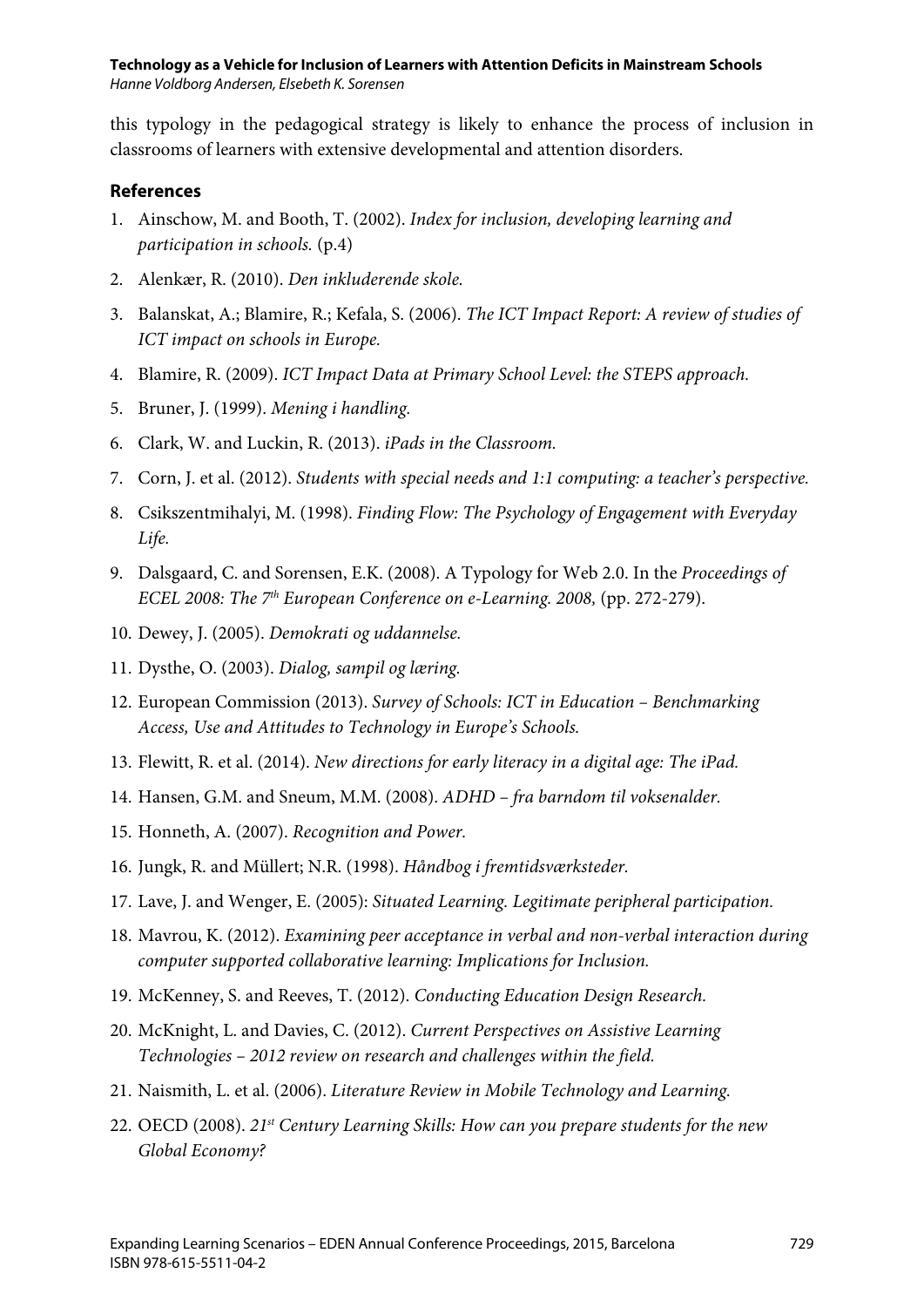this typology in the pedagogical strategy is likely to enhance the process of inclusion in classrooms of learners with extensive developmental and attention disorders.

## References

1. Ainschow, M. and Booth, T. (2002). *Index for inclusion, developing learning and participation in schools.* (p.4)
2. Alenkær, R. (2010). *Den inkluderende skole.*
3. Balanskat, A.; Blamire, R.; Kefala, S. (2006). *The ICT Impact Report: A review of studies of ICT impact on schools in Europe.*
4. Blamire, R. (2009). *ICT Impact Data at Primary School Level: the STEPS approach.*
5. Bruner, J. (1999). *Mening i handling.*
6. Clark, W. and Luckin, R. (2013). *iPads in the Classroom.*
7. Corn, J. et al. (2012). *Students with special needs and 1:1 computing: a teacher's perspective.*
8. Csikszentmihalyi, M. (1998). *Finding Flow: The Psychology of Engagement with Everyday Life.*
9. Dalsgaard, C. and Sorensen, E.K. (2008). A Typology for Web 2.0. In the *Proceedings of ECEL 2008: The 7th European Conference on e-Learning. 2008,* (pp. 272-279).
10. Dewey, J. (2005). *Demokrati og uddannelse.*
11. Dysthe, O. (2003). *Dialog, sampil og læring.*
12. European Commission (2013). *Survey of Schools: ICT in Education – Benchmarking Access, Use and Attitudes to Technology in Europe's Schools.*
13. Flewitt, R. et al. (2014). *New directions for early literacy in a digital age: The iPad.*
14. Hansen, G.M. and Sneum, M.M. (2008). *ADHD – fra barndom til voksenalder.*
15. Honneth, A. (2007). *Recognition and Power.*
16. Jungk, R. and Müllert; N.R. (1998). *Håndbog i fremtidsværksteder.*
17. Lave, J. and Wenger, E. (2005): *Situated Learning. Legitimate peripheral participation.*
18. Mavrou, K. (2012). *Examining peer acceptance in verbal and non-verbal interaction during computer supported collaborative learning: Implications for Inclusion.*
19. McKenney, S. and Reeves, T. (2012). *Conducting Education Design Research.*
20. McKnight, L. and Davies, C. (2012). *Current Perspectives on Assistive Learning Technologies – 2012 review on research and challenges within the field.*
21. Naismith, L. et al. (2006). *Literature Review in Mobile Technology and Learning.*
22. OECD (2008). *21st Century Learning Skills: How can you prepare students for the new Global Economy?*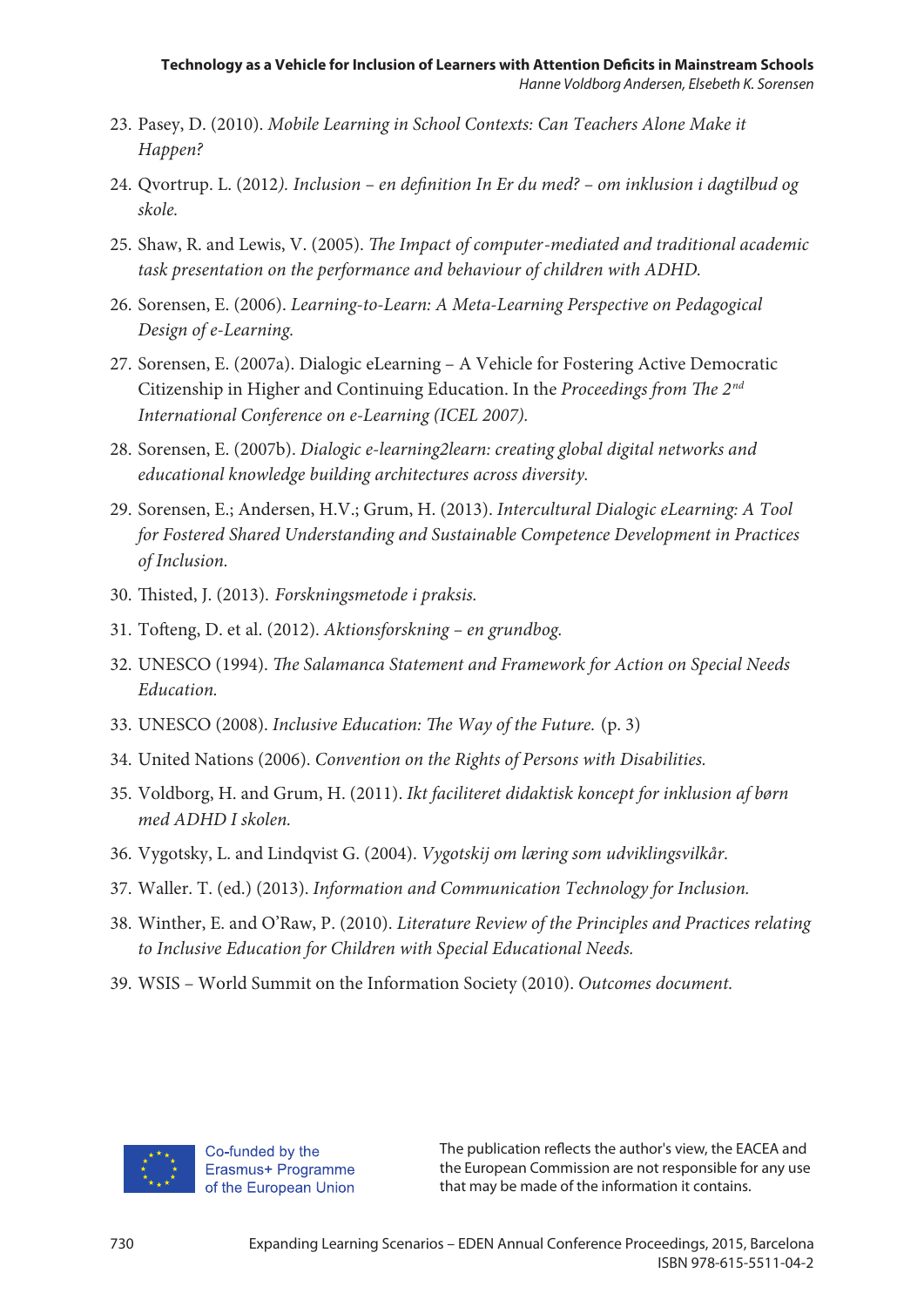23. Pasey, D. (2010). *Mobile Learning in School Contexts: Can Teachers Alone Make it Happen?*
24. Qvortrup. L. (2012*). Inclusion – en definition In Er du med? – om inklusion i dagtilbud og skole.*
25. Shaw, R. and Lewis, V. (2005). *The Impact of computer-mediated and traditional academic task presentation on the performance and behaviour of children with ADHD.*
26. Sorensen, E. (2006). *Learning-to-Learn: A Meta-Learning Perspective on Pedagogical Design of e-Learning.*
27. Sorensen, E. (2007a). Dialogic eLearning – A Vehicle for Fostering Active Democratic Citizenship in Higher and Continuing Education. In the *Proceedings from The 2nd International Conference on e-Learning (ICEL 2007).*
28. Sorensen, E. (2007b). *Dialogic e-learning2learn: creating global digital networks and educational knowledge building architectures across diversity.*
29. Sorensen, E.; Andersen, H.V.; Grum, H. (2013). *Intercultural Dialogic eLearning: A Tool for Fostered Shared Understanding and Sustainable Competence Development in Practices of Inclusion.*
30. Thisted, J. (2013). *Forskningsmetode i praksis.*
31. Tofteng, D. et al. (2012). *Aktionsforskning – en grundbog.*
32. UNESCO (1994). *The Salamanca Statement and Framework for Action on Special Needs Education.*
33. UNESCO (2008). *Inclusive Education: The Way of the Future.* (p. 3)
34. United Nations (2006). *Convention on the Rights of Persons with Disabilities.*
35. Voldborg, H. and Grum, H. (2011). *Ikt faciliteret didaktisk koncept for inklusion af børn med ADHD I skolen.*
36. Vygotsky, L. and Lindqvist G. (2004). *Vygotskij om læring som udviklingsvilkår.*
37. Waller. T. (ed.) (2013). *Information and Communication Technology for Inclusion.*
38. Winther, E. and O'Raw, P. (2010). *Literature Review of the Principles and Practices relating to Inclusive Education for Children with Special Educational Needs.*
39. WSIS – World Summit on the Information Society (2010). *Outcomes document.*

Co-funded by the Erasmus+ Programme of the European Union

The publication reflects the author's view, the EACEA and the European Commission are not responsible for any use that may be made of the information it contains.